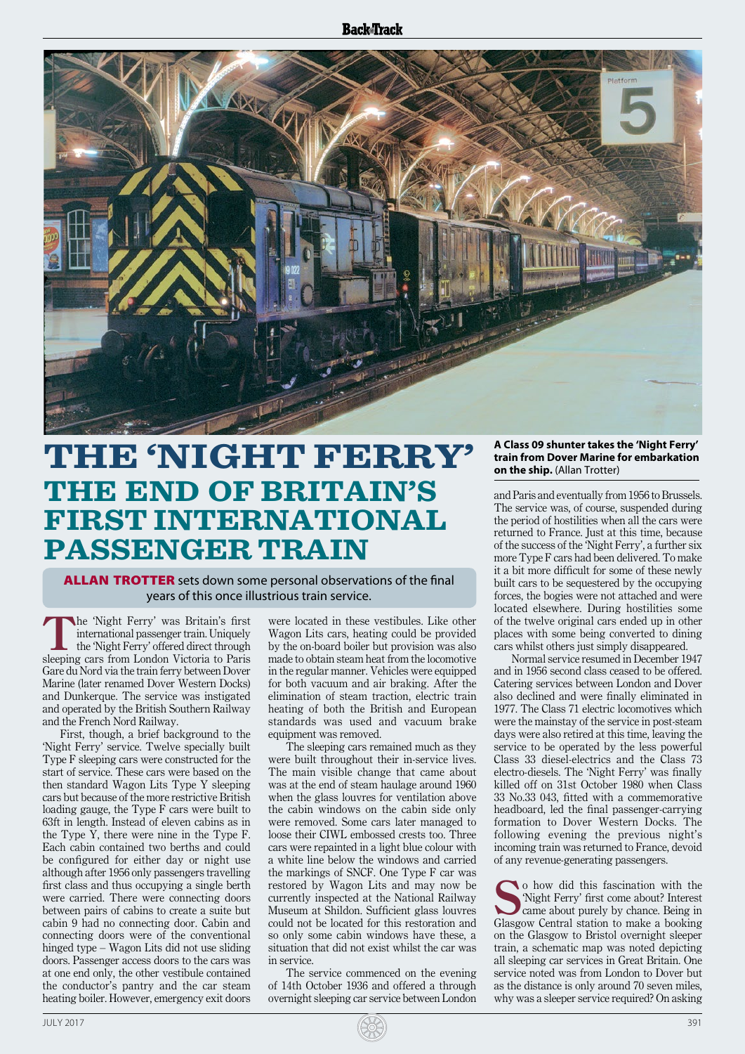# THE 'NIGHT FERRY'

## THE END OF BRITAIN'S FIRST INTERNATIONAL PASSENGER TRAIN

**ALLAN TROTTER** sets down some personal observations of the final years of this once illustrious train service.

**A Class 09 shunter takes the 'Night Ferry' train from Dover Marine for embarkation on the ship.** (Allan Trotter)

The 'Night Ferry' was Britain's first international passenger train. Uniquely the 'Night Ferry' offered direct through sleeping cars from London Victoria to Paris Gare du Nord via the train ferry between Dover Marine (later renamed Dover Western Docks) and Dunkerque. The service was instigated and operated by the British Southern Railway and the French Nord Railway.

First, though, a brief background to the 'Night Ferry' service. Twelve specially built Type F sleeping cars were constructed for the start of service. These cars were based on the then standard Wagon Lits Type Y sleeping cars but because of the more restrictive British loading gauge, the Type F cars were built to 63ft in length. Instead of eleven cabins as in the Type Y, there were nine in the Type F. Each cabin contained two berths and could be configured for either day or night use although after 1956 only passengers travelling first class and thus occupying a single berth were carried. There were connecting doors between pairs of cabins to create a suite but cabin 9 had no connecting door. Cabin and connecting doors were of the conventional hinged type – Wagon Lits did not use sliding doors. Passenger access doors to the cars was at one end only, the other vestibule contained the conductor's pantry and the car steam heating boiler. However, emergency exit doors were located in these vestibules. Like other Wagon Lits cars, heating could be provided by the on-board boiler but provision was also made to obtain steam heat from the locomotive in the regular manner. Vehicles were equipped for both vacuum and air braking. After the elimination of steam traction, electric train heating of both the British and European standards was used and vacuum brake equipment was removed.

The sleeping cars remained much as they were built throughout their in-service lives. The main visible change that came about was at the end of steam haulage around 1960 when the glass louvres for ventilation above the cabin windows on the cabin side only were removed. Some cars later managed to loose their CIWL embossed crests too. Three cars were repainted in a light blue colour with a white line below the windows and carried the markings of SNCF. One Type F car was restored by Wagon Lits and may now be currently inspected at the National Railway Museum at Shildon. Sufficient glass louvres could not be located for this restoration and so only some cabin windows have these, a situation that did not exist whilst the car was in service.

The service commenced on the evening of 14th October 1936 and offered a through overnight sleeping car service between London and Paris and eventually from 1956 to Brussels. The service was, of course, suspended during the period of hostilities when all the cars were returned to France. Just at this time, because of the success of the 'Night Ferry', a further six more Type F cars had been delivered. To make it a bit more difficult for some of these newly built cars to be sequestered by the occupying forces, the bogies were not attached and were located elsewhere. During hostilities some of the twelve original cars ended up in other places with some being converted to dining cars whilst others just simply disappeared.

Normal service resumed in December 1947 and in 1956 second class ceased to be offered. Catering services between London and Dover also declined and were finally eliminated in 1977. The Class 71 electric locomotives which were the mainstay of the service in post-steam days were also retired at this time, leaving the service to be operated by the less powerful Class 33 diesel-electrics and the Class 73 electro-diesels. The 'Night Ferry' was finally killed off on 31st October 1980 when Class 33 No.33 043, fitted with a commemorative headboard, led the final passenger-carrying formation to Dover Western Docks. The following evening the previous night's incoming train was returned to France, devoid of any revenue-generating passengers.

So how did this fascination with the 'Night Ferry' first come about? Interest came about purely by chance. Being in Glasgow Central station to make a booking on the Glasgow to Bristol overnight sleeper train, a schematic map was noted depicting all sleeping car services in Great Britain. One service noted was from London to Dover but as the distance is only around 70 seven miles, why was a sleeper service required? On asking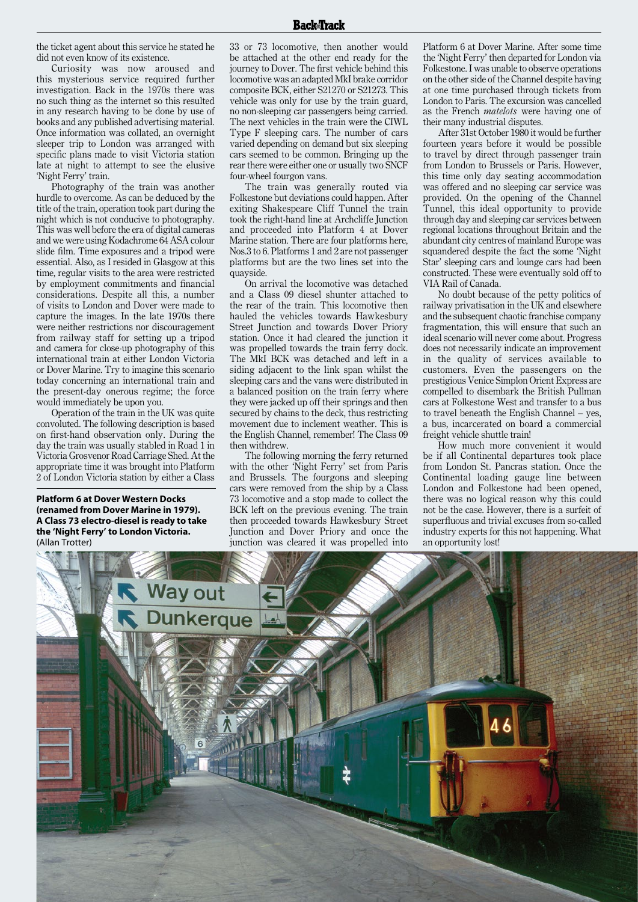the ticket agent about this service he stated he did not even know of its existence.

Curiosity was now aroused and this mysterious service required further investigation. Back in the 1970s there was no such thing as the internet so this resulted in any research having to be done by use of books and any published advertising material. Once information was collated, an overnight sleeper trip to London was arranged with specific plans made to visit Victoria station late at night to attempt to see the elusive 'Night Ferry' train.

Photography of the train was another hurdle to overcome. As can be deduced by the title of the train, operation took part during the night which is not conducive to photography. This was well before the era of digital cameras and we were using Kodachrome 64 ASA colour slide film. Time exposures and a tripod were essential. Also, as I resided in Glasgow at this time, regular visits to the area were restricted by employment commitments and financial considerations. Despite all this, a number of visits to London and Dover were made to capture the images. In the late 1970s there were neither restrictions nor discouragement from railway staff for setting up a tripod and camera for close-up photography of this international train at either London Victoria or Dover Marine. Try to imagine this scenario today concerning an international train and the present-day onerous regime; the force would immediately be upon you.

Operation of the train in the UK was quite convoluted. The following description is based on first-hand observation only. During the day the train was usually stabled in Road 1 in Victoria Grosvenor Road Carriage Shed. At the appropriate time it was brought into Platform 2 of London Victoria station by either a Class 33 or 73 locomotive, then another would be attached at the other end ready for the journey to Dover. The first vehicle behind this locomotive was an adapted MkI brake corridor composite BCK, either S21270 or S21273. This vehicle was only for use by the train guard, no non-sleeping car passengers being carried. The next vehicles in the train were the CIWL Type F sleeping cars. The number of cars varied depending on demand but six sleeping cars seemed to be common. Bringing up the rear there were either one or usually two SNCF four-wheel fourgon vans.

The train was generally routed via Folkestone but deviations could happen. After exiting Shakespeare Cliff Tunnel the train took the right-hand line at Archcliffe Junction and proceeded into Platform 4 at Dover Marine station. There are four platforms here, Nos.3 to 6. Platforms 1 and 2 are not passenger platforms but are the two lines set into the quayside.

On arrival the locomotive was detached and a Class 09 diesel shunter attached to the rear of the train. This locomotive then hauled the vehicles towards Hawkesbury Street Junction and towards Dover Priory station. Once it had cleared the junction it was propelled towards the train ferry dock. The MkI BCK was detached and left in a siding adjacent to the link span whilst the sleeping cars and the vans were distributed in a balanced position on the train ferry where they were jacked up off their springs and then secured by chains to the deck, thus restricting movement due to inclement weather. This is the English Channel, remember! The Class 09 then withdrew.

The following morning the ferry returned with the other 'Night Ferry' set from Paris and Brussels. The fourgons and sleeping cars were removed from the ship by a Class 73 locomotive and a stop made to collect the BCK left on the previous evening. The train then proceeded towards Hawkesbury Street Junction and Dover Priory and once the junction was cleared it was propelled into Platform 6 at Dover Marine. After some time the 'Night Ferry' then departed for London via Folkestone. I was unable to observe operations on the other side of the Channel despite having at one time purchased through tickets from London to Paris. The excursion was cancelled as the French *matelots* were having one of their many industrial disputes.

After 31st October 1980 it would be further fourteen years before it would be possible to travel by direct through passenger train from London to Brussels or Paris. However, this time only day seating accommodation was offered and no sleeping car service was provided. On the opening of the Channel Tunnel, this ideal opportunity to provide through day and sleeping car services between regional locations throughout Britain and the abundant city centres of mainland Europe was squandered despite the fact the some 'Night Star' sleeping cars and lounge cars had been constructed. These were eventually sold off to VIA Rail of Canada.

No doubt because of the petty politics of railway privatisation in the UK and elsewhere and the subsequent chaotic franchise company fragmentation, this will ensure that such an ideal scenario will never come about. Progress does not necessarily indicate an improvement in the quality of services available to customers. Even the passengers on the prestigious Venice Simplon Orient Express are compelled to disembark the British Pullman cars at Folkestone West and transfer to a bus to travel beneath the English Channel – yes, a bus, incarcerated on board a commercial freight vehicle shuttle train!

How much more convenient it would be if all Continental departures took place from London St. Pancras station. Once the Continental loading gauge line between London and Folkestone had been opened, there was no logical reason why this could not be the case. However, there is a surfeit of superfluous and trivial excuses from so-called industry experts for this not happening. What an opportunity lost!

**Platform 6 at Dover Western Docks (renamed from Dover Marine in 1979). A Class 73 electro-diesel is ready to take the 'Night Ferry' to London Victoria.** (Allan Trotter)